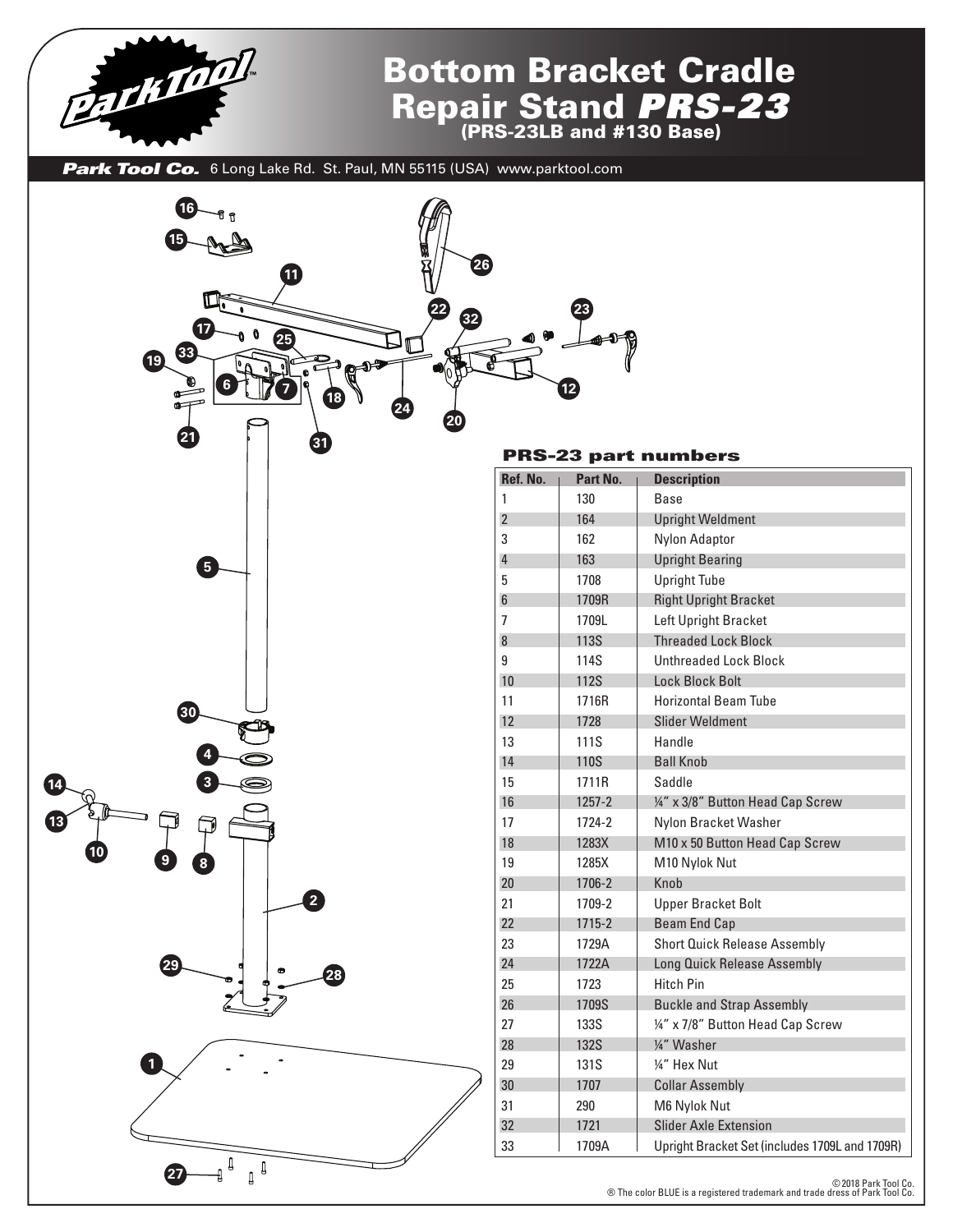# Bottom Bracket Cradle Repair Stand *PRS-23*

## (PRS-23LB and #130 Base)

***Park Tool Co.*** 6 Long Lake Rd. St. Paul, MN 55115 (USA) www.parktool.com

## PRS-23 part numbers

| Ref. No. | Part No. | Description |
|---|---|---|
| 1 | 130 | Base |
| 2 | 164 | Upright Weldment |
| 3 | 162 | Nylon Adaptor |
| 4 | 163 | Upright Bearing |
| 5 | 1708 | Upright Tube |
| 6 | 1709R | Right Upright Bracket |
| 7 | 1709L | Left Upright Bracket |
| 8 | 113S | Threaded Lock Block |
| 9 | 114S | Unthreaded Lock Block |
| 10 | 112S | Lock Block Bolt |
| 11 | 1716R | Horizontal Beam Tube |
| 12 | 1728 | Slider Weldment |
| 13 | 111S | Handle |
| 14 | 110S | Ball Knob |
| 15 | 1711R | Saddle |
| 16 | 1257-2 | ¼" x 3/8" Button Head Cap Screw |
| 17 | 1724-2 | Nylon Bracket Washer |
| 18 | 1283X | M10 x 50 Button Head Cap Screw |
| 19 | 1285X | M10 Nylok Nut |
| 20 | 1706-2 | Knob |
| 21 | 1709-2 | Upper Bracket Bolt |
| 22 | 1715-2 | Beam End Cap |
| 23 | 1729A | Short Quick Release Assembly |
| 24 | 1722A | Long Quick Release Assembly |
| 25 | 1723 | Hitch Pin |
| 26 | 1709S | Buckle and Strap Assembly |
| 27 | 133S | ¼" x 7/8" Button Head Cap Screw |
| 28 | 132S | ¼" Washer |
| 29 | 131S | ¼" Hex Nut |
| 30 | 1707 | Collar Assembly |
| 31 | 290 | M6 Nylok Nut |
| 32 | 1721 | Slider Axle Extension |
| 33 | 1709A | Upright Bracket Set (includes 1709L and 1709R) |

© 2018 Park Tool Co.
® The color BLUE is a registered trademark and trade dress of Park Tool Co.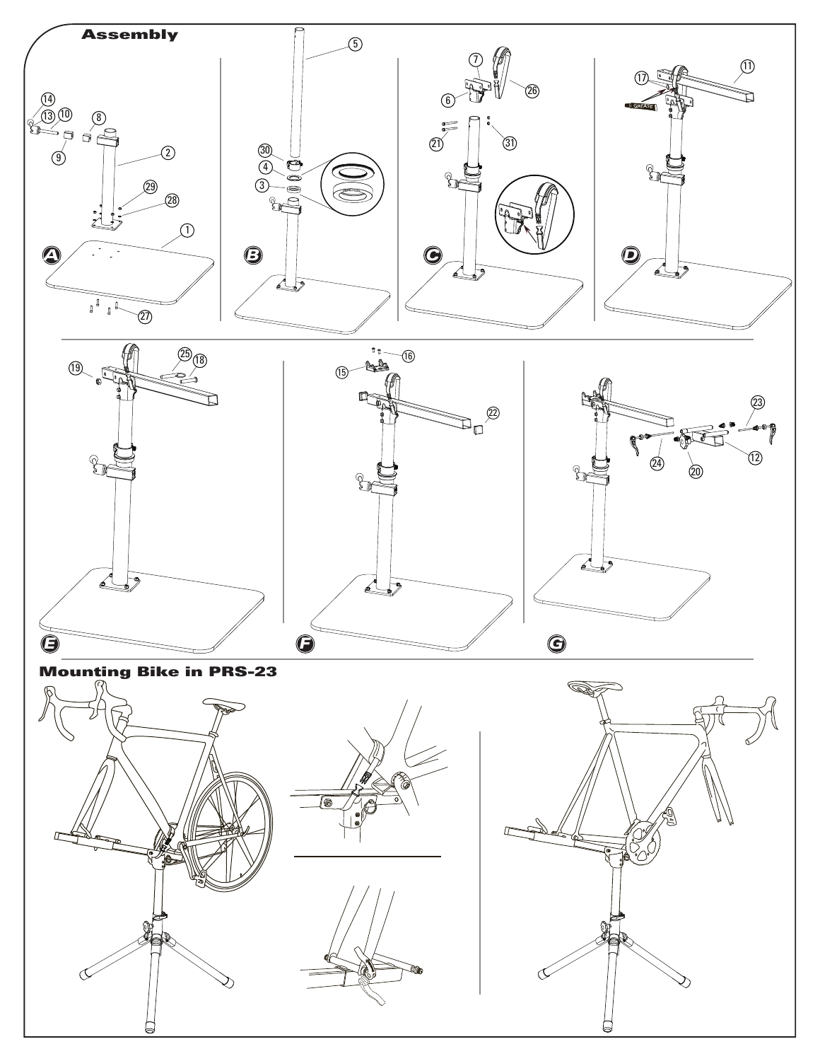## Assembly

14
13
10
8
9
2
29
28
1
27

**A**

5
30
4
3

**B**

7
26
6
21
31

**C**

11
17
GREASE

**D**

25
18
19

**E**

16
15
22

**F**

23
24
20
12

**G**

## Mounting Bike in PRS-23